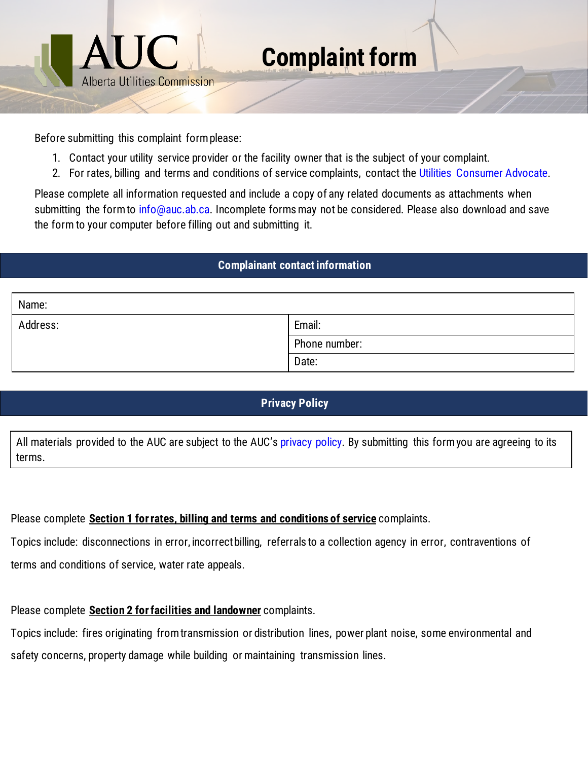AUC Alberta Utilities Commission

# Complaint form

Before submitting this complaint form please:

1. Contact your utility service provider or the facility owner that is the subject of your complaint.
2. For rates, billing and terms and conditions of service complaints, contact the Utilities Consumer Advocate.

Please complete all information requested and include a copy of any related documents as attachments when submitting the form to info@auc.ab.ca. Incomplete forms may not be considered. Please also download and save the form to your computer before filling out and submitting it.

## Complainant contact information

| Name: | |
|---|---|
| Address: | Email: |
| | Phone number: |
| | Date: |

## Privacy Policy

All materials provided to the AUC are subject to the AUC's privacy policy. By submitting this form you are agreeing to its terms.

Please complete **Section 1 for rates, billing and terms and conditions of service** complaints.

Topics include: disconnections in error, incorrect billing, referrals to a collection agency in error, contraventions of terms and conditions of service, water rate appeals.

Please complete **Section 2 for facilities and landowner** complaints.

Topics include: fires originating from transmission or distribution lines, power plant noise, some environmental and safety concerns, property damage while building or maintaining transmission lines.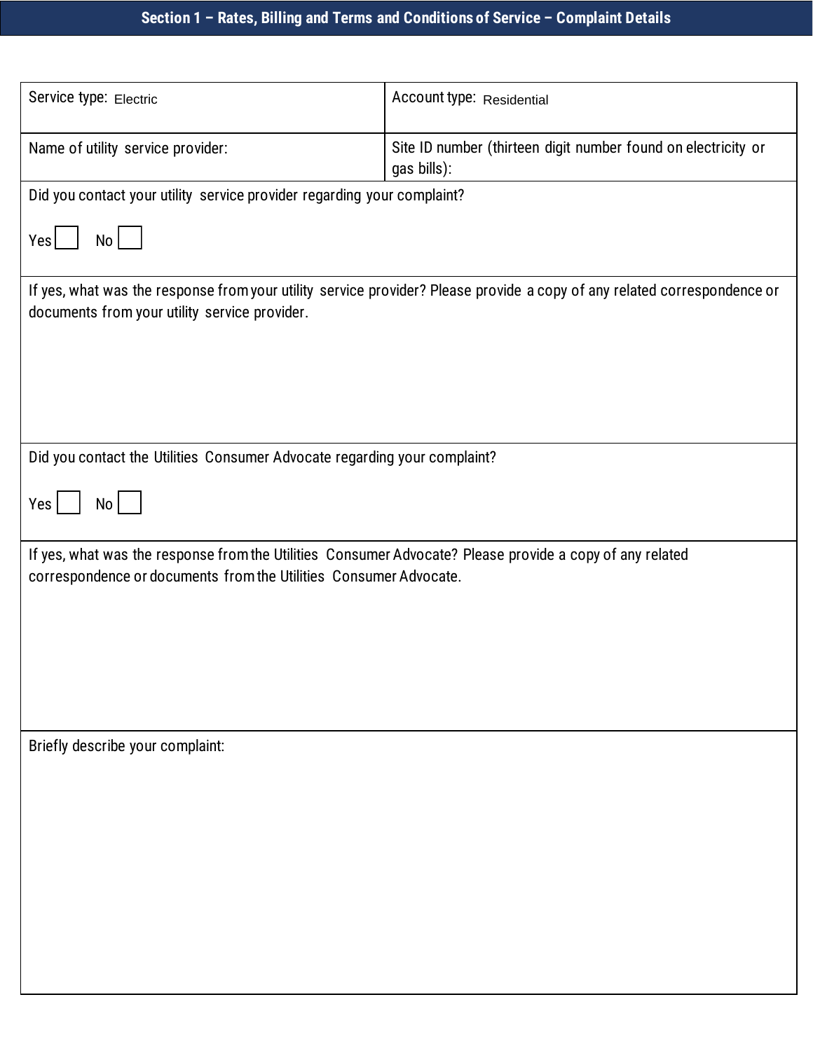## Section 1 – Rates, Billing and Terms and Conditions of Service – Complaint Details

| Service type: Electric | Account type: Residential |
| --- | --- |
| Name of utility service provider: | Site ID number (thirteen digit number found on electricity or gas bills): |

Did you contact your utility service provider regarding your complaint?

Yes ☐ No ☐

If yes, what was the response from your utility service provider? Please provide a copy of any related correspondence or documents from your utility service provider.

Did you contact the Utilities Consumer Advocate regarding your complaint?

Yes ☐ No ☐

If yes, what was the response from the Utilities Consumer Advocate? Please provide a copy of any related correspondence or documents from the Utilities Consumer Advocate.

Briefly describe your complaint: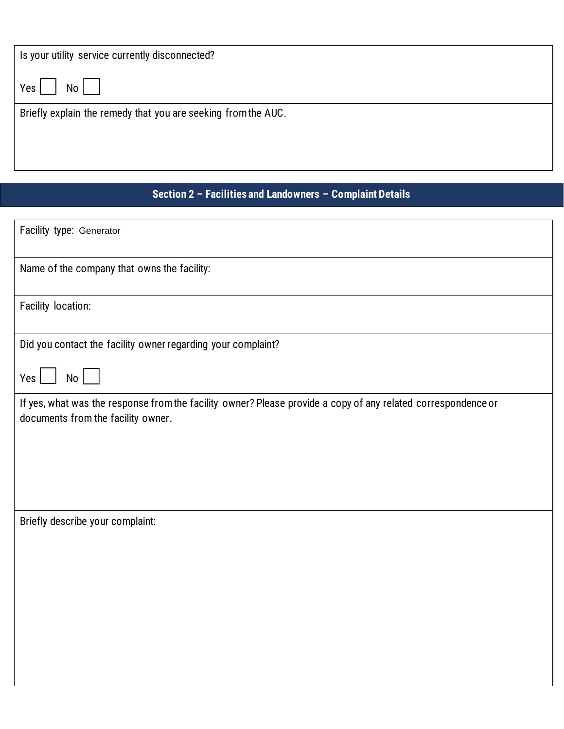Is your utility service currently disconnected?

Yes ☐ No ☐

Briefly explain the remedy that you are seeking from the AUC.

## Section 2 – Facilities and Landowners – Complaint Details

Facility type: Generator

Name of the company that owns the facility:

Facility location:

Did you contact the facility owner regarding your complaint?

Yes ☐ No ☐

If yes, what was the response from the facility owner? Please provide a copy of any related correspondence or documents from the facility owner.

Briefly describe your complaint: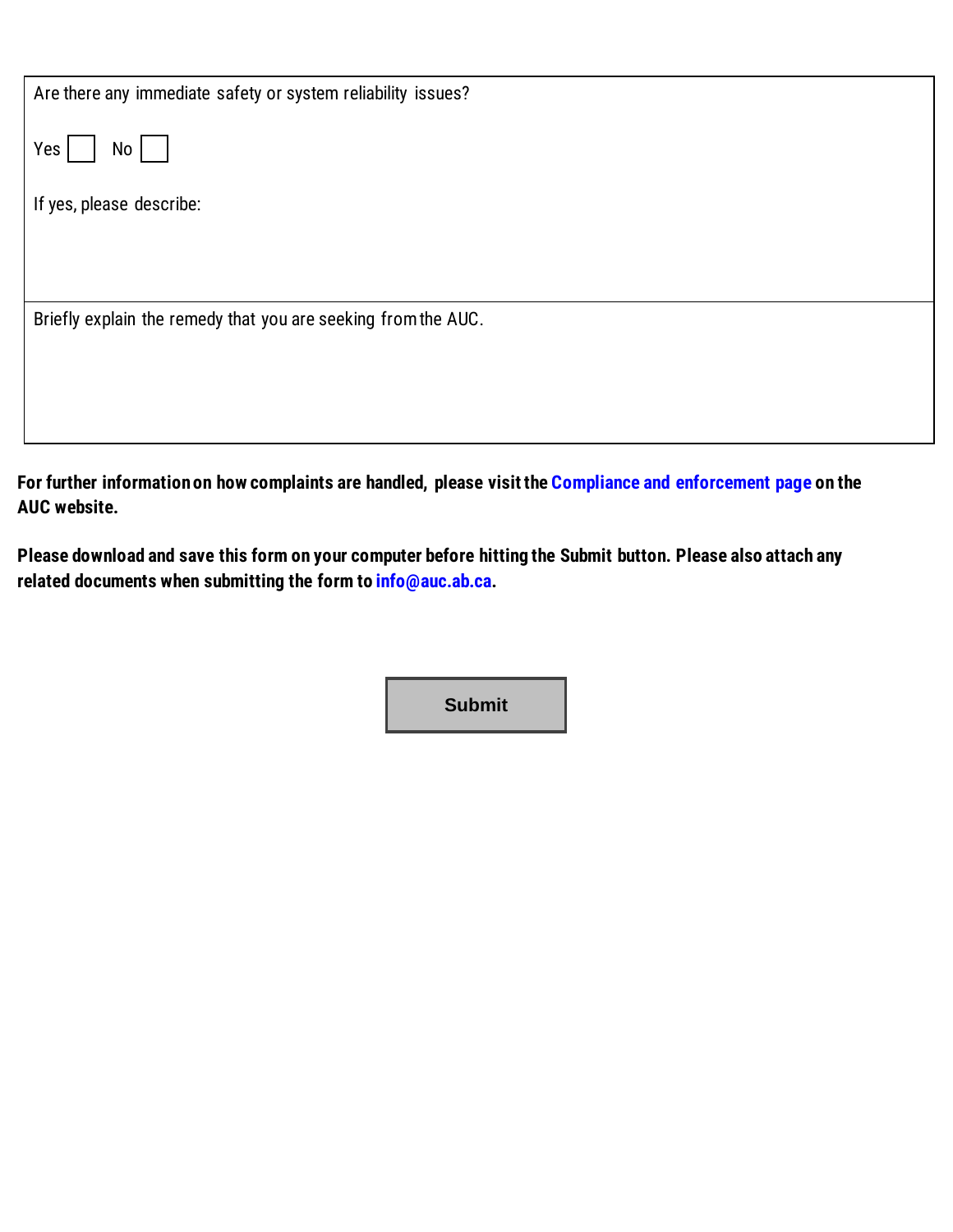| |
|---|
| Are there any immediate safety or system reliability issues?<br><br>Yes ☐ No ☐<br><br>If yes, please describe: |
| Briefly explain the remedy that you are seeking from the AUC. |

**For further information on how complaints are handled, please visit the Compliance and enforcement page on the AUC website.**

**Please download and save this form on your computer before hitting the Submit button. Please also attach any related documents when submitting the form to info@auc.ab.ca.**

Submit